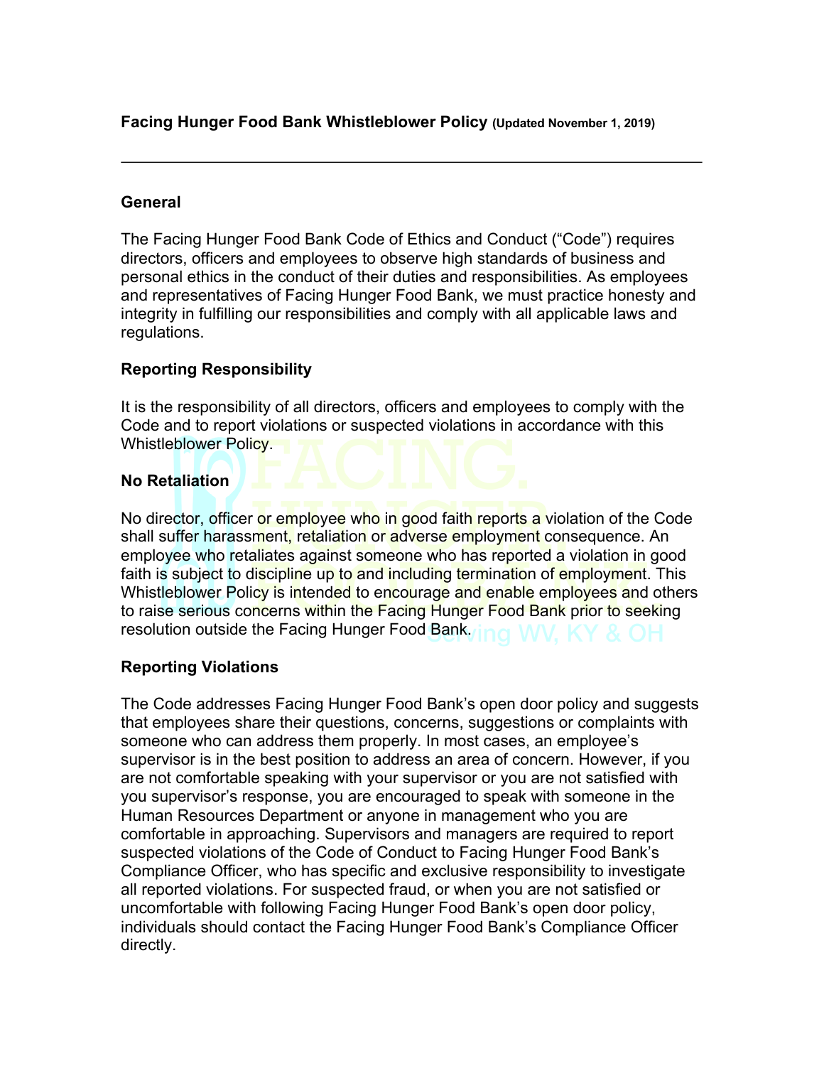**Facing Hunger Food Bank Whistleblower Policy (Updated November 1, 2019)**

---

**General**

The Facing Hunger Food Bank Code of Ethics and Conduct ("Code") requires directors, officers and employees to observe high standards of business and personal ethics in the conduct of their duties and responsibilities. As employees and representatives of Facing Hunger Food Bank, we must practice honesty and integrity in fulfilling our responsibilities and comply with all applicable laws and regulations.

**Reporting Responsibility**

It is the responsibility of all directors, officers and employees to comply with the Code and to report violations or suspected violations in accordance with this Whistleblower Policy.

**No Retaliation**

No director, officer or employee who in good faith reports a violation of the Code shall suffer harassment, retaliation or adverse employment consequence. An employee who retaliates against someone who has reported a violation in good faith is subject to discipline up to and including termination of employment. This Whistleblower Policy is intended to encourage and enable employees and others to raise serious concerns within the Facing Hunger Food Bank prior to seeking resolution outside the Facing Hunger Food Bank.

**Reporting Violations**

The Code addresses Facing Hunger Food Bank's open door policy and suggests that employees share their questions, concerns, suggestions or complaints with someone who can address them properly. In most cases, an employee's supervisor is in the best position to address an area of concern. However, if you are not comfortable speaking with your supervisor or you are not satisfied with you supervisor's response, you are encouraged to speak with someone in the Human Resources Department or anyone in management who you are comfortable in approaching. Supervisors and managers are required to report suspected violations of the Code of Conduct to Facing Hunger Food Bank's Compliance Officer, who has specific and exclusive responsibility to investigate all reported violations. For suspected fraud, or when you are not satisfied or uncomfortable with following Facing Hunger Food Bank's open door policy, individuals should contact the Facing Hunger Food Bank's Compliance Officer directly.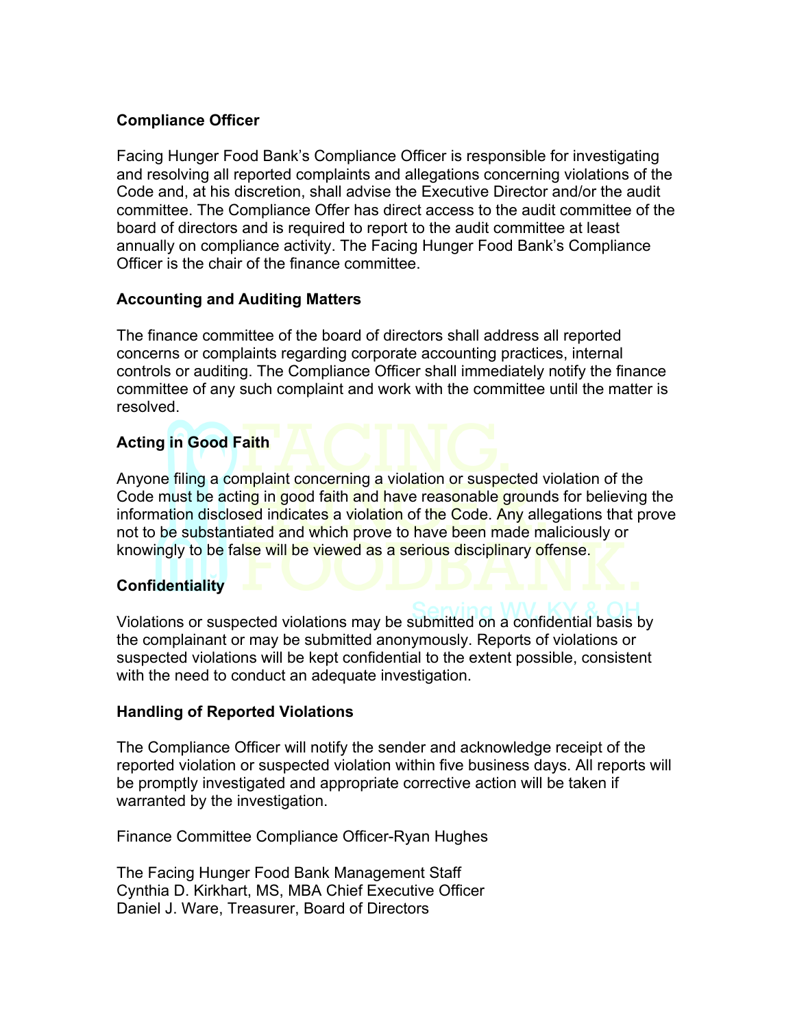## Compliance Officer

Facing Hunger Food Bank's Compliance Officer is responsible for investigating and resolving all reported complaints and allegations concerning violations of the Code and, at his discretion, shall advise the Executive Director and/or the audit committee. The Compliance Offer has direct access to the audit committee of the board of directors and is required to report to the audit committee at least annually on compliance activity. The Facing Hunger Food Bank's Compliance Officer is the chair of the finance committee.

## Accounting and Auditing Matters

The finance committee of the board of directors shall address all reported concerns or complaints regarding corporate accounting practices, internal controls or auditing. The Compliance Officer shall immediately notify the finance committee of any such complaint and work with the committee until the matter is resolved.

## Acting in Good Faith

Anyone filing a complaint concerning a violation or suspected violation of the Code must be acting in good faith and have reasonable grounds for believing the information disclosed indicates a violation of the Code. Any allegations that prove not to be substantiated and which prove to have been made maliciously or knowingly to be false will be viewed as a serious disciplinary offense.

## Confidentiality

Violations or suspected violations may be submitted on a confidential basis by the complainant or may be submitted anonymously. Reports of violations or suspected violations will be kept confidential to the extent possible, consistent with the need to conduct an adequate investigation.

## Handling of Reported Violations

The Compliance Officer will notify the sender and acknowledge receipt of the reported violation or suspected violation within five business days. All reports will be promptly investigated and appropriate corrective action will be taken if warranted by the investigation.

Finance Committee Compliance Officer-Ryan Hughes

The Facing Hunger Food Bank Management Staff
Cynthia D. Kirkhart, MS, MBA Chief Executive Officer
Daniel J. Ware, Treasurer, Board of Directors